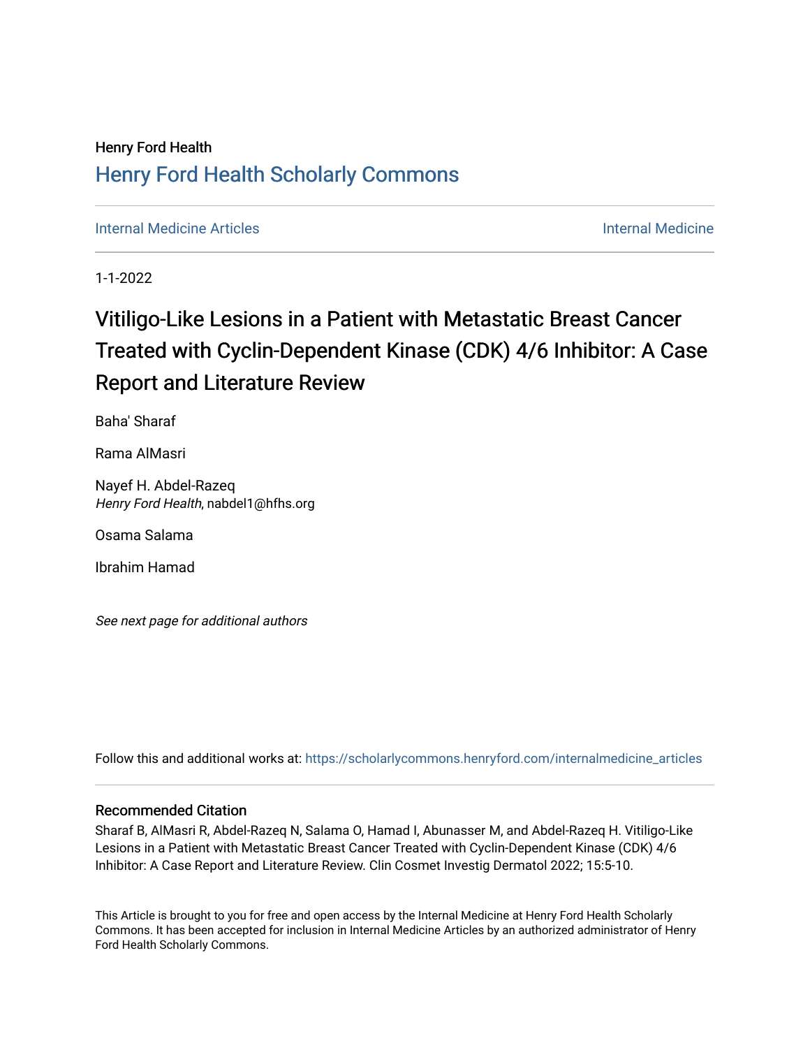Henry Ford Health

# Henry Ford Health Scholarly Commons

Internal Medicine Articles | Internal Medicine

1-1-2022

# Vitiligo-Like Lesions in a Patient with Metastatic Breast Cancer Treated with Cyclin-Dependent Kinase (CDK) 4/6 Inhibitor: A Case Report and Literature Review

Baha' Sharaf

Rama AlMasri

Nayef H. Abdel-Razeq
*Henry Ford Health*, nabdel1@hfhs.org

Osama Salama

Ibrahim Hamad

*See next page for additional authors*

Follow this and additional works at: https://scholarlycommons.henryford.com/internalmedicine_articles

## Recommended Citation

Sharaf B, AlMasri R, Abdel-Razeq N, Salama O, Hamad I, Abunasser M, and Abdel-Razeq H. Vitiligo-Like Lesions in a Patient with Metastatic Breast Cancer Treated with Cyclin-Dependent Kinase (CDK) 4/6 Inhibitor: A Case Report and Literature Review. Clin Cosmet Investig Dermatol 2022; 15:5-10.

This Article is brought to you for free and open access by the Internal Medicine at Henry Ford Health Scholarly Commons. It has been accepted for inclusion in Internal Medicine Articles by an authorized administrator of Henry Ford Health Scholarly Commons.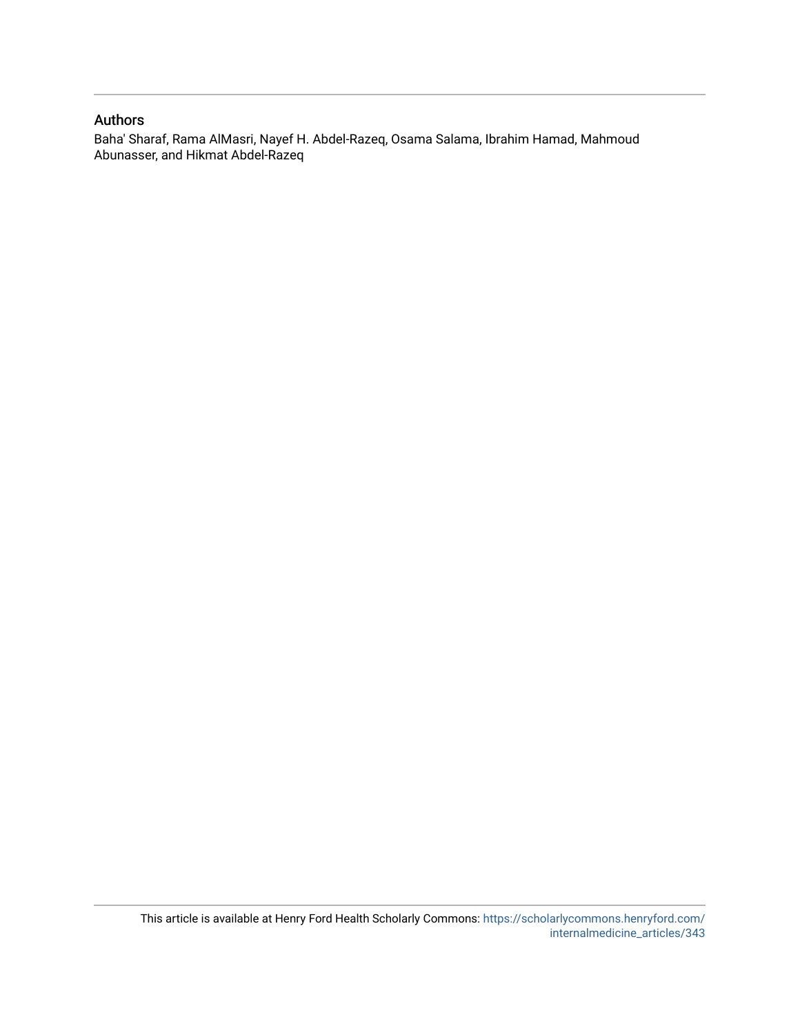## Authors

Baha' Sharaf, Rama AlMasri, Nayef H. Abdel-Razeq, Osama Salama, Ibrahim Hamad, Mahmoud Abunasser, and Hikmat Abdel-Razeq

This article is available at Henry Ford Health Scholarly Commons: https://scholarlycommons.henryford.com/internalmedicine_articles/343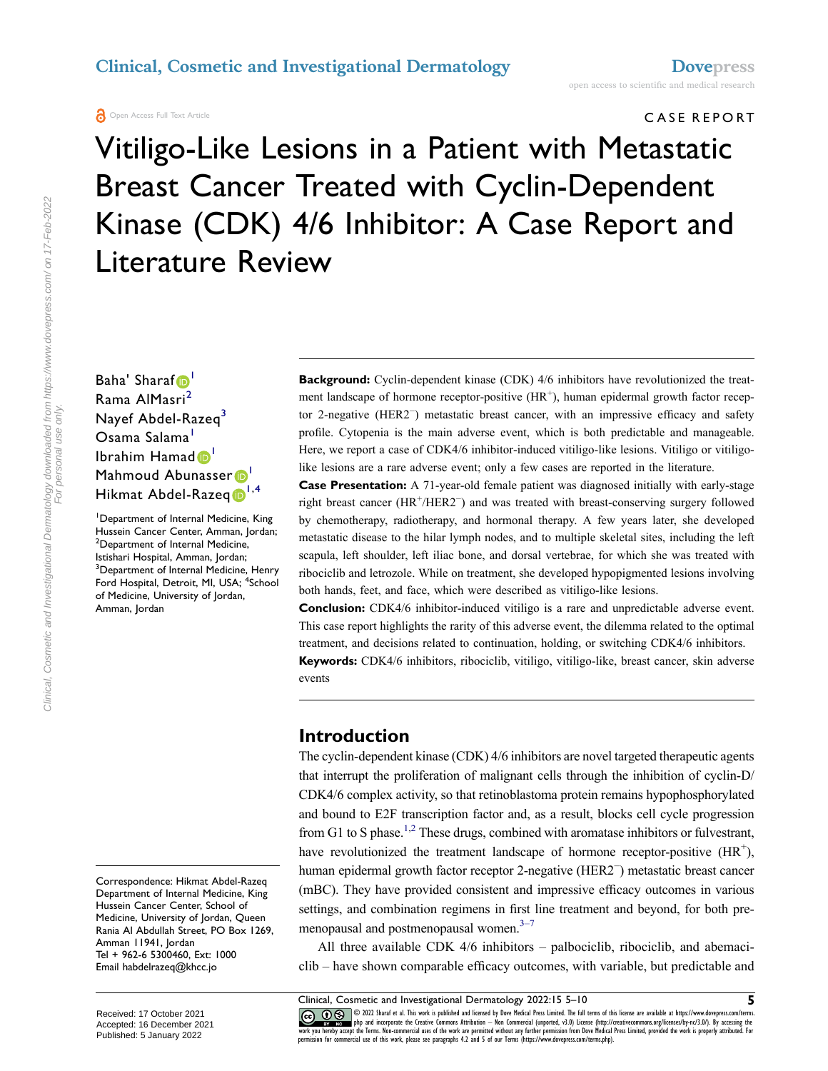Open Access Full Text Article

CASE REPORT

# Vitiligo-Like Lesions in a Patient with Metastatic Breast Cancer Treated with Cyclin-Dependent Kinase (CDK) 4/6 Inhibitor: A Case Report and Literature Review

Baha' Sharaf[1]
Rama AlMasri[2]
Nayef Abdel-Razeq[3]
Osama Salama[1]
Ibrahim Hamad[1]
Mahmoud Abunasser[1]
Hikmat Abdel-Razeq[1,4]

[1]Department of Internal Medicine, King Hussein Cancer Center, Amman, Jordan; [2]Department of Internal Medicine, Istishari Hospital, Amman, Jordan; [3]Department of Internal Medicine, Henry Ford Hospital, Detroit, MI, USA; [4]School of Medicine, University of Jordan, Amman, Jordan

**Background:** Cyclin-dependent kinase (CDK) 4/6 inhibitors have revolutionized the treatment landscape of hormone receptor-positive ($HR^+$), human epidermal growth factor receptor 2-negative ($HER2^-$) metastatic breast cancer, with an impressive efficacy and safety profile. Cytopenia is the main adverse event, which is both predictable and manageable. Here, we report a case of CDK4/6 inhibitor-induced vitiligo-like lesions. Vitiligo or vitiligo-like lesions are a rare adverse event; only a few cases are reported in the literature.

**Case Presentation:** A 71-year-old female patient was diagnosed initially with early-stage right breast cancer ($HR^+/HER2^-$) and was treated with breast-conserving surgery followed by chemotherapy, radiotherapy, and hormonal therapy. A few years later, she developed metastatic disease to the hilar lymph nodes, and to multiple skeletal sites, including the left scapula, left shoulder, left iliac bone, and dorsal vertebrae, for which she was treated with ribociclib and letrozole. While on treatment, she developed hypopigmented lesions involving both hands, feet, and face, which were described as vitiligo-like lesions.

**Conclusion:** CDK4/6 inhibitor-induced vitiligo is a rare and unpredictable adverse event. This case report highlights the rarity of this adverse event, the dilemma related to the optimal treatment, and decisions related to continuation, holding, or switching CDK4/6 inhibitors.

**Keywords:** CDK4/6 inhibitors, ribociclib, vitiligo, vitiligo-like, breast cancer, skin adverse events

## Introduction

The cyclin-dependent kinase (CDK) 4/6 inhibitors are novel targeted therapeutic agents that interrupt the proliferation of malignant cells through the inhibition of cyclin-D/CDK4/6 complex activity, so that retinoblastoma protein remains hypophosphorylated and bound to E2F transcription factor and, as a result, blocks cell cycle progression from G1 to S phase.[1,2] These drugs, combined with aromatase inhibitors or fulvestrant, have revolutionized the treatment landscape of hormone receptor-positive ($HR^+$), human epidermal growth factor receptor 2-negative ($HER2^-$) metastatic breast cancer (mBC). They have provided consistent and impressive efficacy outcomes in various settings, and combination regimens in first line treatment and beyond, for both premenopausal and postmenopausal women.[3–7]

All three available CDK 4/6 inhibitors – palbociclib, ribociclib, and abemaciclib – have shown comparable efficacy outcomes, with variable, but predictable and

Correspondence: Hikmat Abdel-Razeq
Department of Internal Medicine, King Hussein Cancer Center, School of Medicine, University of Jordan, Queen Rania Al Abdullah Street, PO Box 1269, Amman 11941, Jordan
Tel + 962-6 5300460, Ext: 1000
Email habdelrazeq@khcc.jo

Received: 17 October 2021
Accepted: 16 December 2021
Published: 5 January 2022

© 2022 Sharaf et al. This work is published and licensed by Dove Medical Press Limited. The full terms of this license are available at https://www.dovepress.com/terms.php and incorporate the Creative Commons Attribution – Non Commercial (unported, v3.0) License (http://creativecommons.org/licenses/by-nc/3.0/). By accessing the work you hereby accept the Terms. Non-commercial uses of the work are permitted without any further permission from Dove Medical Press Limited, provided the work is properly attributed. For permission for commercial use of this work, please see paragraphs 4.2 and 5 of our Terms (https://www.dovepress.com/terms.php).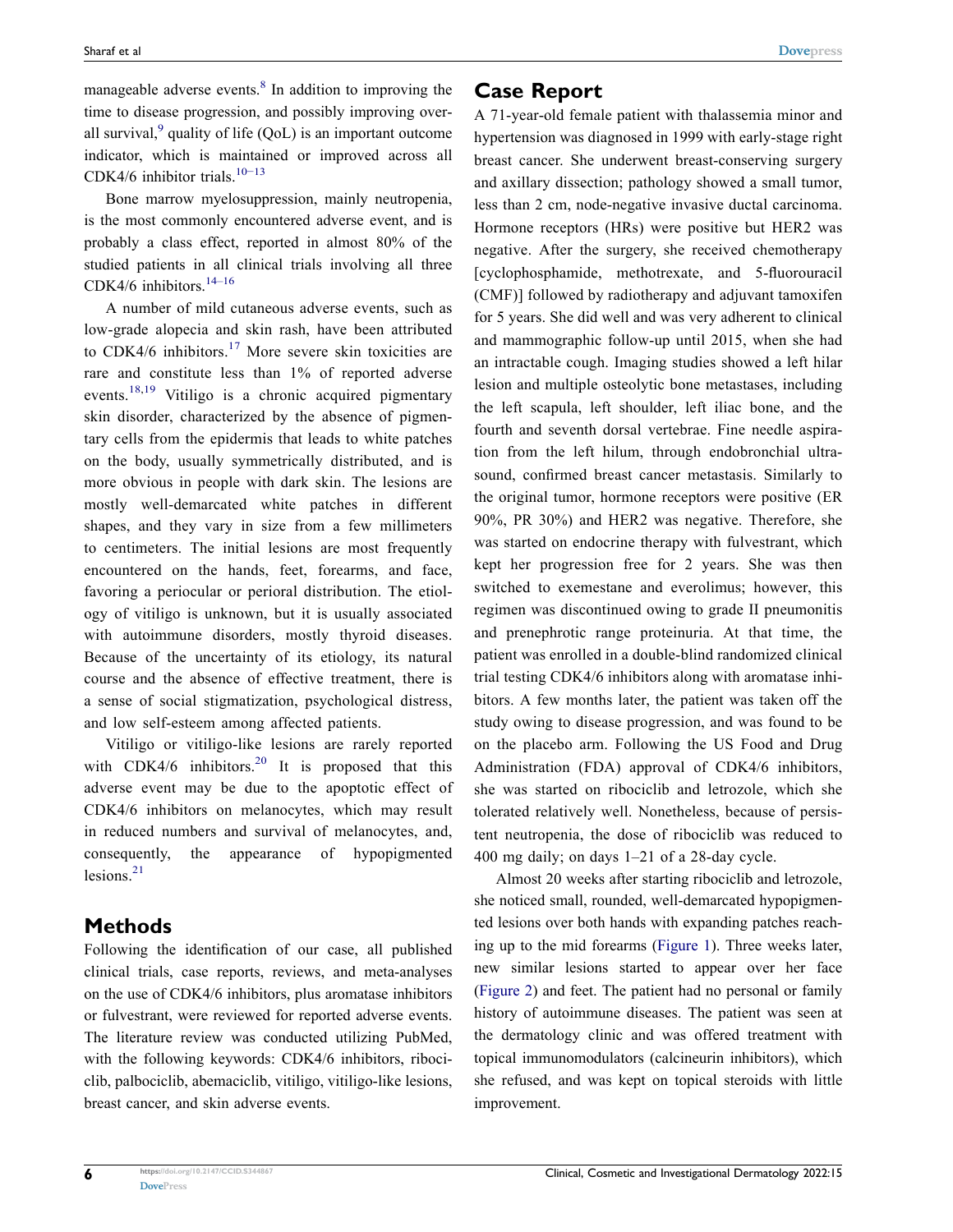manageable adverse events.[8] In addition to improving the time to disease progression, and possibly improving overall survival,[9] quality of life (QoL) is an important outcome indicator, which is maintained or improved across all CDK4/6 inhibitor trials.[10–13]

Bone marrow myelosuppression, mainly neutropenia, is the most commonly encountered adverse event, and is probably a class effect, reported in almost 80% of the studied patients in all clinical trials involving all three CDK4/6 inhibitors.[14–16]

A number of mild cutaneous adverse events, such as low-grade alopecia and skin rash, have been attributed to CDK4/6 inhibitors.[17] More severe skin toxicities are rare and constitute less than 1% of reported adverse events.[18,19] Vitiligo is a chronic acquired pigmentary skin disorder, characterized by the absence of pigmentary cells from the epidermis that leads to white patches on the body, usually symmetrically distributed, and is more obvious in people with dark skin. The lesions are mostly well-demarcated white patches in different shapes, and they vary in size from a few millimeters to centimeters. The initial lesions are most frequently encountered on the hands, feet, forearms, and face, favoring a periocular or perioral distribution. The etiology of vitiligo is unknown, but it is usually associated with autoimmune disorders, mostly thyroid diseases. Because of the uncertainty of its etiology, its natural course and the absence of effective treatment, there is a sense of social stigmatization, psychological distress, and low self-esteem among affected patients.

Vitiligo or vitiligo-like lesions are rarely reported with CDK4/6 inhibitors.[20] It is proposed that this adverse event may be due to the apoptotic effect of CDK4/6 inhibitors on melanocytes, which may result in reduced numbers and survival of melanocytes, and, consequently, the appearance of hypopigmented lesions.[21]

## Methods

Following the identification of our case, all published clinical trials, case reports, reviews, and meta-analyses on the use of CDK4/6 inhibitors, plus aromatase inhibitors or fulvestrant, were reviewed for reported adverse events. The literature review was conducted utilizing PubMed, with the following keywords: CDK4/6 inhibitors, ribociclib, palbociclib, abemaciclib, vitiligo, vitiligo-like lesions, breast cancer, and skin adverse events.

## Case Report

A 71-year-old female patient with thalassemia minor and hypertension was diagnosed in 1999 with early-stage right breast cancer. She underwent breast-conserving surgery and axillary dissection; pathology showed a small tumor, less than 2 cm, node-negative invasive ductal carcinoma. Hormone receptors (HRs) were positive but HER2 was negative. After the surgery, she received chemotherapy [cyclophosphamide, methotrexate, and 5-fluorouracil (CMF)] followed by radiotherapy and adjuvant tamoxifen for 5 years. She did well and was very adherent to clinical and mammographic follow-up until 2015, when she had an intractable cough. Imaging studies showed a left hilar lesion and multiple osteolytic bone metastases, including the left scapula, left shoulder, left iliac bone, and the fourth and seventh dorsal vertebrae. Fine needle aspiration from the left hilum, through endobronchial ultrasound, confirmed breast cancer metastasis. Similarly to the original tumor, hormone receptors were positive (ER 90%, PR 30%) and HER2 was negative. Therefore, she was started on endocrine therapy with fulvestrant, which kept her progression free for 2 years. She was then switched to exemestane and everolimus; however, this regimen was discontinued owing to grade II pneumonitis and prenephrotic range proteinuria. At that time, the patient was enrolled in a double-blind randomized clinical trial testing CDK4/6 inhibitors along with aromatase inhibitors. A few months later, the patient was taken off the study owing to disease progression, and was found to be on the placebo arm. Following the US Food and Drug Administration (FDA) approval of CDK4/6 inhibitors, she was started on ribociclib and letrozole, which she tolerated relatively well. Nonetheless, because of persistent neutropenia, the dose of ribociclib was reduced to 400 mg daily; on days 1–21 of a 28-day cycle.

Almost 20 weeks after starting ribociclib and letrozole, she noticed small, rounded, well-demarcated hypopigmented lesions over both hands with expanding patches reaching up to the mid forearms (Figure 1). Three weeks later, new similar lesions started to appear over her face (Figure 2) and feet. The patient had no personal or family history of autoimmune diseases. The patient was seen at the dermatology clinic and was offered treatment with topical immunomodulators (calcineurin inhibitors), which she refused, and was kept on topical steroids with little improvement.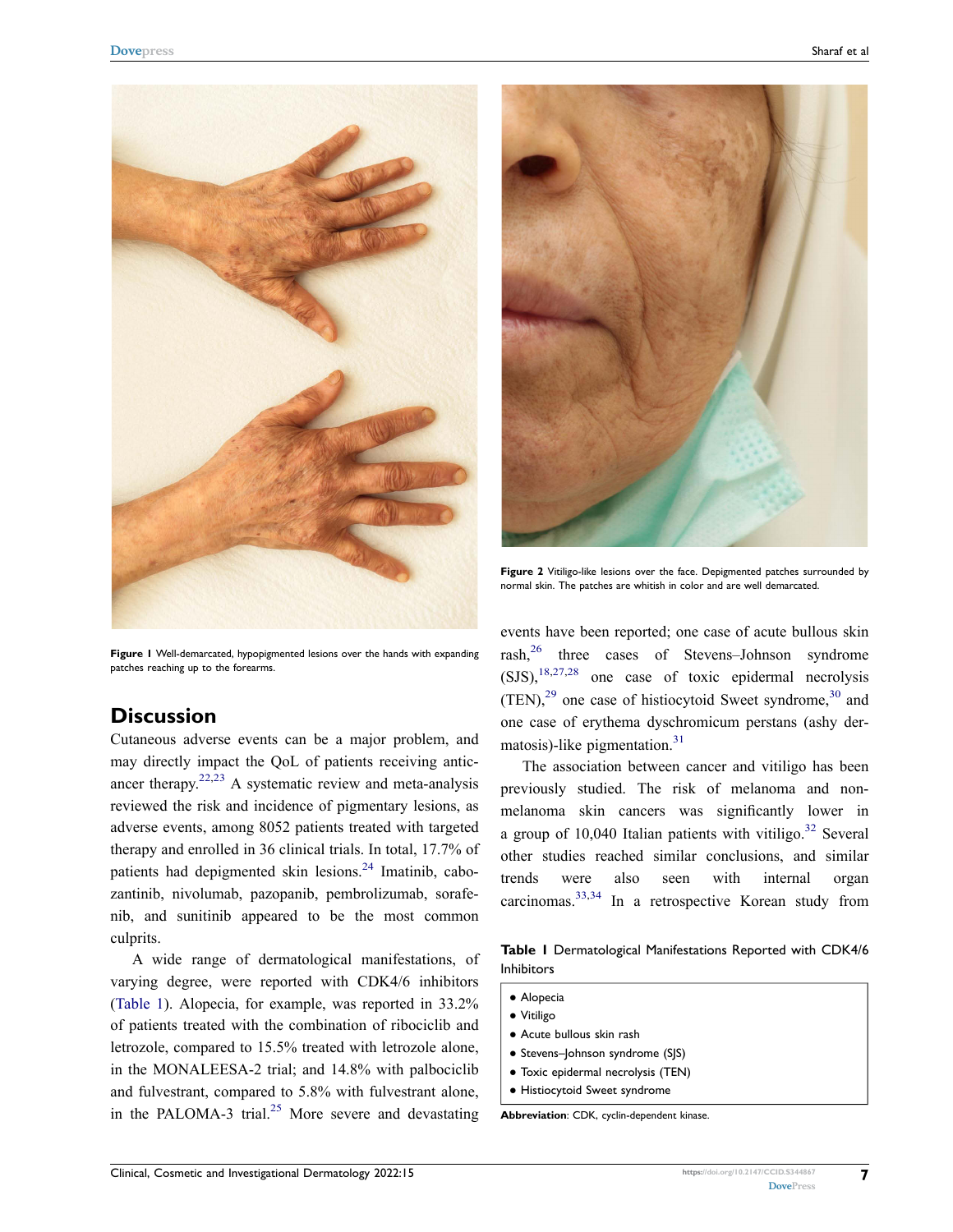Figure 1 Well-demarcated, hypopigmented lesions over the hands with expanding patches reaching up to the forearms.

Figure 2 Vitiligo-like lesions over the face. Depigmented patches surrounded by normal skin. The patches are whitish in color and are well demarcated.

## Discussion

Cutaneous adverse events can be a major problem, and may directly impact the QoL of patients receiving anticancer therapy.[22,23] A systematic review and meta-analysis reviewed the risk and incidence of pigmentary lesions, as adverse events, among 8052 patients treated with targeted therapy and enrolled in 36 clinical trials. In total, 17.7% of patients had depigmented skin lesions.[24] Imatinib, cabozantinib, nivolumab, pazopanib, pembrolizumab, sorafenib, and sunitinib appeared to be the most common culprits.

A wide range of dermatological manifestations, of varying degree, were reported with CDK4/6 inhibitors (Table 1). Alopecia, for example, was reported in 33.2% of patients treated with the combination of ribociclib and letrozole, compared to 15.5% treated with letrozole alone, in the MONALEESA-2 trial; and 14.8% with palbociclib and fulvestrant, compared to 5.8% with fulvestrant alone, in the PALOMA-3 trial.[25] More severe and devastating events have been reported; one case of acute bullous skin rash,[26] three cases of Stevens–Johnson syndrome (SJS),[18,27,28] one case of toxic epidermal necrolysis (TEN),[29] one case of histiocytoid Sweet syndrome,[30] and one case of erythema dyschromicum perstans (ashy dermatosis)-like pigmentation.[31]

The association between cancer and vitiligo has been previously studied. The risk of melanoma and non-melanoma skin cancers was significantly lower in a group of 10,040 Italian patients with vitiligo.[32] Several other studies reached similar conclusions, and similar trends were also seen with internal organ carcinomas.[33,34] In a retrospective Korean study from

**Table 1** Dermatological Manifestations Reported with CDK4/6 Inhibitors

- Alopecia
- Vitiligo
- Acute bullous skin rash
- Stevens–Johnson syndrome (SJS)
- Toxic epidermal necrolysis (TEN)
- Histiocytoid Sweet syndrome

**Abbreviation**: CDK, cyclin-dependent kinase.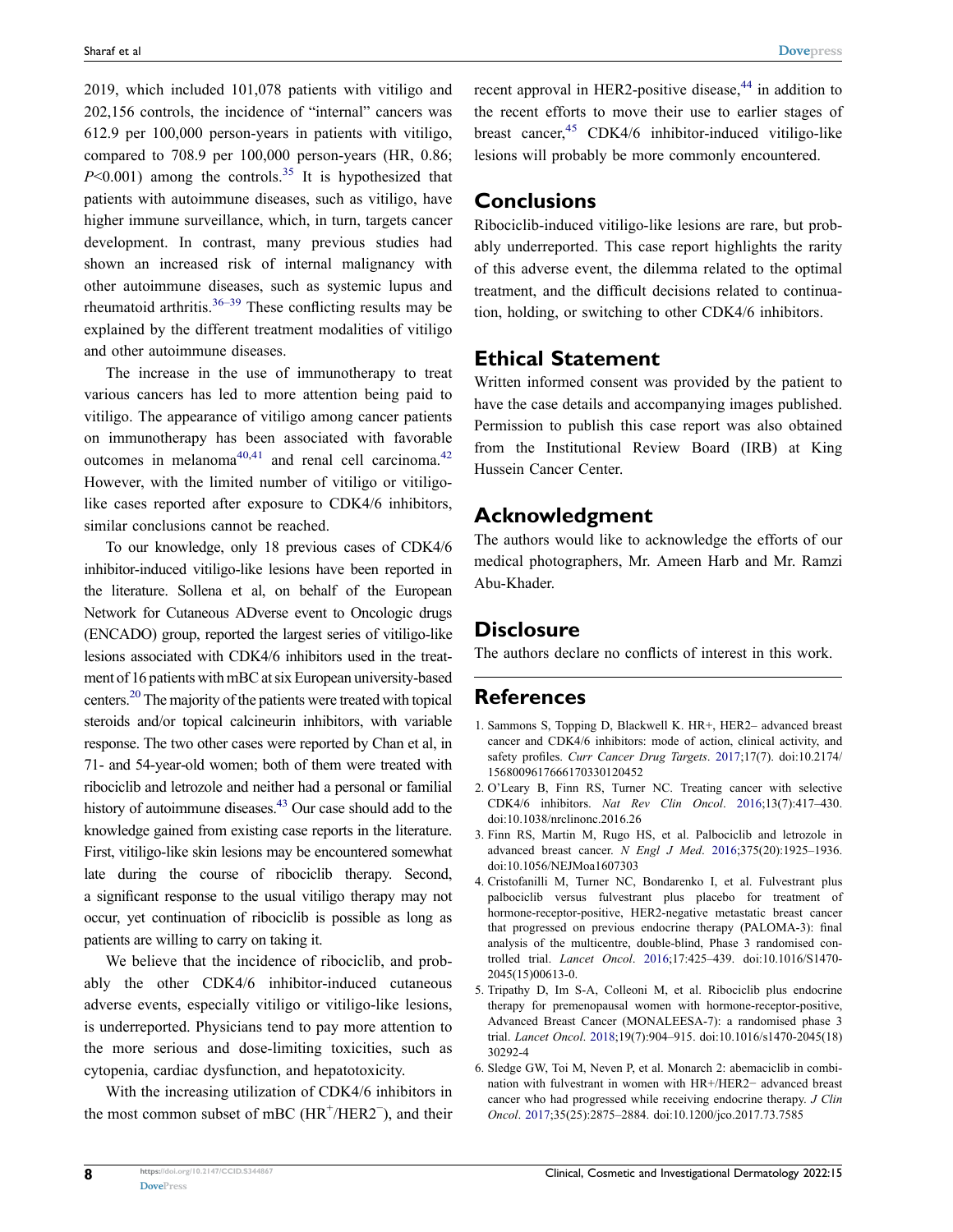2019, which included 101,078 patients with vitiligo and 202,156 controls, the incidence of "internal" cancers was 612.9 per 100,000 person-years in patients with vitiligo, compared to 708.9 per 100,000 person-years (HR, 0.86; $P<0.001$) among the controls.[35] It is hypothesized that patients with autoimmune diseases, such as vitiligo, have higher immune surveillance, which, in turn, targets cancer development. In contrast, many previous studies had shown an increased risk of internal malignancy with other autoimmune diseases, such as systemic lupus and rheumatoid arthritis.[36–39] These conflicting results may be explained by the different treatment modalities of vitiligo and other autoimmune diseases.

The increase in the use of immunotherapy to treat various cancers has led to more attention being paid to vitiligo. The appearance of vitiligo among cancer patients on immunotherapy has been associated with favorable outcomes in melanoma[40,41] and renal cell carcinoma.[42] However, with the limited number of vitiligo or vitiligo-like cases reported after exposure to CDK4/6 inhibitors, similar conclusions cannot be reached.

To our knowledge, only 18 previous cases of CDK4/6 inhibitor-induced vitiligo-like lesions have been reported in the literature. Sollena et al, on behalf of the European Network for Cutaneous ADverse event to Oncologic drugs (ENCADO) group, reported the largest series of vitiligo-like lesions associated with CDK4/6 inhibitors used in the treatment of 16 patients with mBC at six European university-based centers.[20] The majority of the patients were treated with topical steroids and/or topical calcineurin inhibitors, with variable response. The two other cases were reported by Chan et al, in 71- and 54-year-old women; both of them were treated with ribociclib and letrozole and neither had a personal or familial history of autoimmune diseases.[43] Our case should add to the knowledge gained from existing case reports in the literature. First, vitiligo-like skin lesions may be encountered somewhat late during the course of ribociclib therapy. Second, a significant response to the usual vitiligo therapy may not occur, yet continuation of ribociclib is possible as long as patients are willing to carry on taking it.

We believe that the incidence of ribociclib, and probably the other CDK4/6 inhibitor-induced cutaneous adverse events, especially vitiligo or vitiligo-like lesions, is underreported. Physicians tend to pay more attention to the more serious and dose-limiting toxicities, such as cytopenia, cardiac dysfunction, and hepatotoxicity.

With the increasing utilization of CDK4/6 inhibitors in the most common subset of mBC ($HR^+$/$HER2^-$), and their recent approval in HER2-positive disease,[44] in addition to the recent efforts to move their use to earlier stages of breast cancer,[45] CDK4/6 inhibitor-induced vitiligo-like lesions will probably be more commonly encountered.

## Conclusions

Ribociclib-induced vitiligo-like lesions are rare, but probably underreported. This case report highlights the rarity of this adverse event, the dilemma related to the optimal treatment, and the difficult decisions related to continuation, holding, or switching to other CDK4/6 inhibitors.

## Ethical Statement

Written informed consent was provided by the patient to have the case details and accompanying images published. Permission to publish this case report was also obtained from the Institutional Review Board (IRB) at King Hussein Cancer Center.

## Acknowledgment

The authors would like to acknowledge the efforts of our medical photographers, Mr. Ameen Harb and Mr. Ramzi Abu-Khader.

## Disclosure

The authors declare no conflicts of interest in this work.

## References

1. Sammons S, Topping D, Blackwell K. HR+, HER2– advanced breast cancer and CDK4/6 inhibitors: mode of action, clinical activity, and safety profiles. *Curr Cancer Drug Targets*. 2017;17(7). doi:10.2174/1568009617666170330120452
2. O'Leary B, Finn RS, Turner NC. Treating cancer with selective CDK4/6 inhibitors. *Nat Rev Clin Oncol*. 2016;13(7):417–430. doi:10.1038/nrclinonc.2016.26
3. Finn RS, Martin M, Rugo HS, et al. Palbociclib and letrozole in advanced breast cancer. *N Engl J Med*. 2016;375(20):1925–1936. doi:10.1056/NEJMoa1607303
4. Cristofanilli M, Turner NC, Bondarenko I, et al. Fulvestrant plus palbociclib versus fulvestrant plus placebo for treatment of hormone-receptor-positive, HER2-negative metastatic breast cancer that progressed on previous endocrine therapy (PALOMA-3): final analysis of the multicentre, double-blind, Phase 3 randomised controlled trial. *Lancet Oncol*. 2016;17:425–439. doi:10.1016/S1470-2045(15)00613-0.
5. Tripathy D, Im S-A, Colleoni M, et al. Ribociclib plus endocrine therapy for premenopausal women with hormone-receptor-positive, Advanced Breast Cancer (MONALEESA-7): a randomised phase 3 trial. *Lancet Oncol*. 2018;19(7):904–915. doi:10.1016/s1470-2045(18)30292-4
6. Sledge GW, Toi M, Neven P, et al. Monarch 2: abemaciclib in combination with fulvestrant in women with HR+/HER2− advanced breast cancer who had progressed while receiving endocrine therapy. *J Clin Oncol*. 2017;35(25):2875–2884. doi:10.1200/jco.2017.73.7585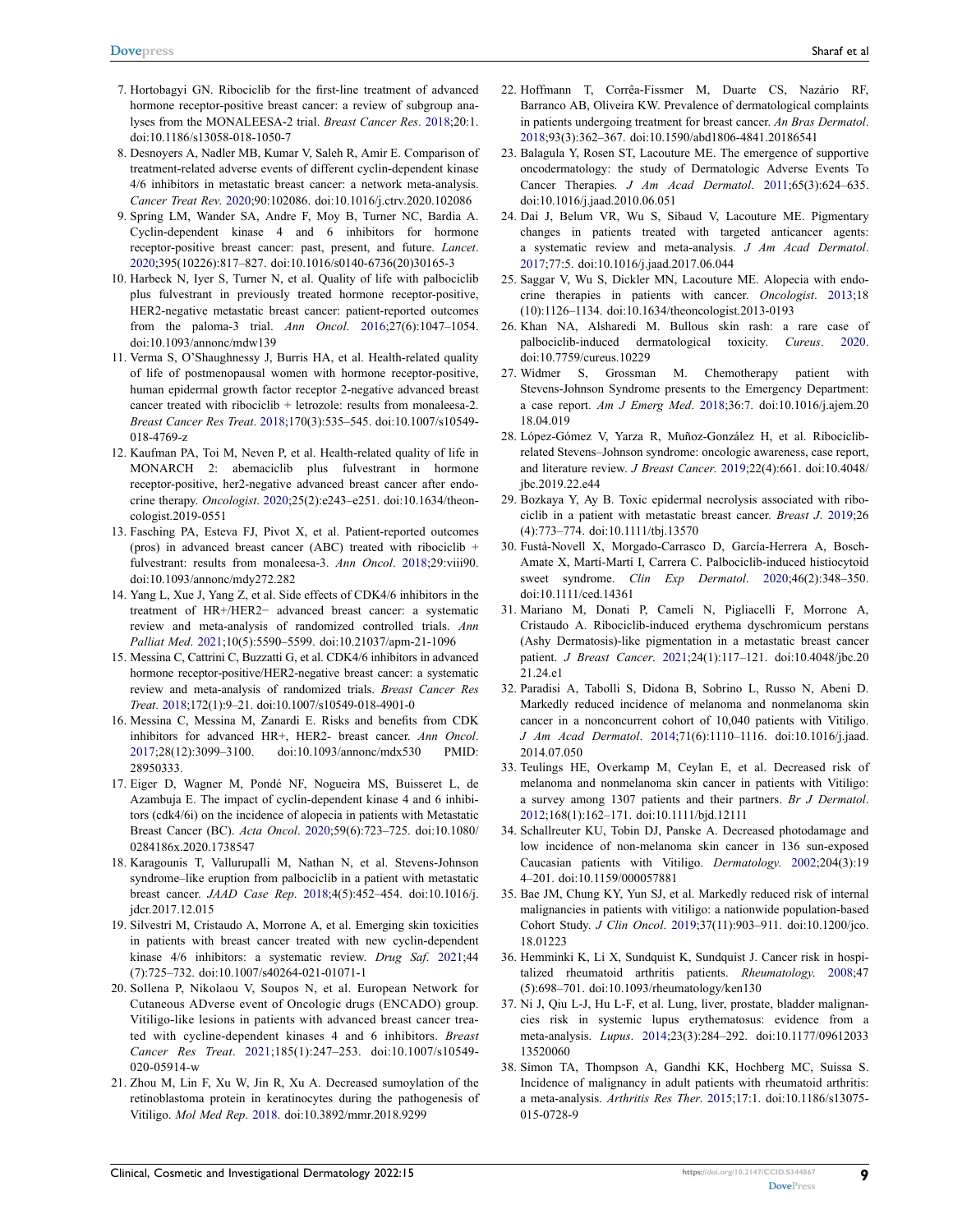7. Hortobagyi GN. Ribociclib for the first-line treatment of advanced hormone receptor-positive breast cancer: a review of subgroup analyses from the MONALEESA-2 trial. *Breast Cancer Res*. 2018;20:1. doi:10.1186/s13058-018-1050-7
8. Desnoyers A, Nadler MB, Kumar V, Saleh R, Amir E. Comparison of treatment-related adverse events of different cyclin-dependent kinase 4/6 inhibitors in metastatic breast cancer: a network meta-analysis. *Cancer Treat Rev*. 2020;90:102086. doi:10.1016/j.ctrv.2020.102086
9. Spring LM, Wander SA, Andre F, Moy B, Turner NC, Bardia A. Cyclin-dependent kinase 4 and 6 inhibitors for hormone receptor-positive breast cancer: past, present, and future. *Lancet*. 2020;395(10226):817–827. doi:10.1016/s0140-6736(20)30165-3
10. Harbeck N, Iyer S, Turner N, et al. Quality of life with palbociclib plus fulvestrant in previously treated hormone receptor-positive, HER2-negative metastatic breast cancer: patient-reported outcomes from the paloma-3 trial. *Ann Oncol*. 2016;27(6):1047–1054. doi:10.1093/annonc/mdw139
11. Verma S, O'Shaughnessy J, Burris HA, et al. Health-related quality of life of postmenopausal women with hormone receptor-positive, human epidermal growth factor receptor 2-negative advanced breast cancer treated with ribociclib + letrozole: results from monaleesa-2. *Breast Cancer Res Treat*. 2018;170(3):535–545. doi:10.1007/s10549-018-4769-z
12. Kaufman PA, Toi M, Neven P, et al. Health-related quality of life in MONARCH 2: abemaciclib plus fulvestrant in hormone receptor-positive, her2-negative advanced breast cancer after endocrine therapy. *Oncologist*. 2020;25(2):e243–e251. doi:10.1634/theoncologist.2019-0551
13. Fasching PA, Esteva FJ, Pivot X, et al. Patient-reported outcomes (pros) in advanced breast cancer (ABC) treated with ribociclib + fulvestrant: results from monaleesa-3. *Ann Oncol*. 2018;29:viii90. doi:10.1093/annonc/mdy272.282
14. Yang L, Xue J, Yang Z, et al. Side effects of CDK4/6 inhibitors in the treatment of HR+/HER2− advanced breast cancer: a systematic review and meta-analysis of randomized controlled trials. *Ann Palliat Med*. 2021;10(5):5590–5599. doi:10.21037/apm-21-1096
15. Messina C, Cattrini C, Buzzatti G, et al. CDK4/6 inhibitors in advanced hormone receptor-positive/HER2-negative breast cancer: a systematic review and meta-analysis of randomized trials. *Breast Cancer Res Treat*. 2018;172(1):9–21. doi:10.1007/s10549-018-4901-0
16. Messina C, Messina M, Zanardi E. Risks and benefits from CDK inhibitors for advanced HR+, HER2- breast cancer. *Ann Oncol*. 2017;28(12):3099–3100. doi:10.1093/annonc/mdx530 PMID: 28950333.
17. Eiger D, Wagner M, Pondé NF, Nogueira MS, Buisseret L, de Azambuja E. The impact of cyclin-dependent kinase 4 and 6 inhibitors (cdk4/6i) on the incidence of alopecia in patients with Metastatic Breast Cancer (BC). *Acta Oncol*. 2020;59(6):723–725. doi:10.1080/0284186x.2020.1738547
18. Karagounis T, Vallurupalli M, Nathan N, et al. Stevens-Johnson syndrome–like eruption from palbociclib in a patient with metastatic breast cancer. *JAAD Case Rep*. 2018;4(5):452–454. doi:10.1016/j.jdcr.2017.12.015
19. Silvestri M, Cristaudo A, Morrone A, et al. Emerging skin toxicities in patients with breast cancer treated with new cyclin-dependent kinase 4/6 inhibitors: a systematic review. *Drug Saf*. 2021;44(7):725–732. doi:10.1007/s40264-021-01071-1
20. Sollena P, Nikolaou V, Soupos N, et al. European Network for Cutaneous ADverse event of Oncologic drugs (ENCADO) group. Vitiligo-like lesions in patients with advanced breast cancer treated with cycline-dependent kinases 4 and 6 inhibitors. *Breast Cancer Res Treat*. 2021;185(1):247–253. doi:10.1007/s10549-020-05914-w
21. Zhou M, Lin F, Xu W, Jin R, Xu A. Decreased sumoylation of the retinoblastoma protein in keratinocytes during the pathogenesis of Vitiligo. *Mol Med Rep*. 2018. doi:10.3892/mmr.2018.9299
22. Hoffmann T, Corrêa-Fissmer M, Duarte CS, Nazário RF, Barranco AB, Oliveira KW. Prevalence of dermatological complaints in patients undergoing treatment for breast cancer. *An Bras Dermatol*. 2018;93(3):362–367. doi:10.1590/abd1806-4841.20186541
23. Balagula Y, Rosen ST, Lacouture ME. The emergence of supportive oncodermatology: the study of Dermatologic Adverse Events To Cancer Therapies. *J Am Acad Dermatol*. 2011;65(3):624–635. doi:10.1016/j.jaad.2010.06.051
24. Dai J, Belum VR, Wu S, Sibaud V, Lacouture ME. Pigmentary changes in patients treated with targeted anticancer agents: a systematic review and meta-analysis. *J Am Acad Dermatol*. 2017;77:5. doi:10.1016/j.jaad.2017.06.044
25. Saggar V, Wu S, Dickler MN, Lacouture ME. Alopecia with endocrine therapies in patients with cancer. *Oncologist*. 2013;18(10):1126–1134. doi:10.1634/theoncologist.2013-0193
26. Khan NA, Alsharedi M. Bullous skin rash: a rare case of palbociclib-induced dermatological toxicity. *Cureus*. 2020. doi:10.7759/cureus.10229
27. Widmer S, Grossman M. Chemotherapy patient with Stevens-Johnson Syndrome presents to the Emergency Department: a case report. *Am J Emerg Med*. 2018;36:7. doi:10.1016/j.ajem.2018.04.019
28. López-Gómez V, Yarza R, Muñoz-González H, et al. Ribociclib-related Stevens–Johnson syndrome: oncologic awareness, case report, and literature review. *J Breast Cancer*. 2019;22(4):661. doi:10.4048/jbc.2019.22.e44
29. Bozkaya Y, Ay B. Toxic epidermal necrolysis associated with ribociclib in a patient with metastatic breast cancer. *Breast J*. 2019;26(4):773–774. doi:10.1111/tbj.13570
30. Fustà-Novell X, Morgado-Carrasco D, García-Herrera A, Bosch-Amate X, Martí-Martí I, Carrera C. Palbociclib-induced histiocytoid sweet syndrome. *Clin Exp Dermatol*. 2020;46(2):348–350. doi:10.1111/ced.14361
31. Mariano M, Donati P, Cameli N, Pigliacelli F, Morrone A, Cristaudo A. Ribociclib-induced erythema dyschromicum perstans (Ashy Dermatosis)-like pigmentation in a metastatic breast cancer patient. *J Breast Cancer*. 2021;24(1):117–121. doi:10.4048/jbc.2021.24.e1
32. Paradisi A, Tabolli S, Didona B, Sobrino L, Russo N, Abeni D. Markedly reduced incidence of melanoma and nonmelanoma skin cancer in a nonconcurrent cohort of 10,040 patients with Vitiligo. *J Am Acad Dermatol*. 2014;71(6):1110–1116. doi:10.1016/j.jaad.2014.07.050
33. Teulings HE, Overkamp M, Ceylan E, et al. Decreased risk of melanoma and nonmelanoma skin cancer in patients with Vitiligo: a survey among 1307 patients and their partners. *Br J Dermatol*. 2012;168(1):162–171. doi:10.1111/bjd.12111
34. Schallreuter KU, Tobin DJ, Panske A. Decreased photodamage and low incidence of non-melanoma skin cancer in 136 sun-exposed Caucasian patients with Vitiligo. *Dermatology*. 2002;204(3):194–201. doi:10.1159/000057881
35. Bae JM, Chung KY, Yun SJ, et al. Markedly reduced risk of internal malignancies in patients with vitiligo: a nationwide population-based Cohort Study. *J Clin Oncol*. 2019;37(11):903–911. doi:10.1200/jco.18.01223
36. Hemminki K, Li X, Sundquist K, Sundquist J. Cancer risk in hospitalized rheumatoid arthritis patients. *Rheumatology*. 2008;47(5):698–701. doi:10.1093/rheumatology/ken130
37. Ni J, Qiu L-J, Hu L-F, et al. Lung, liver, prostate, bladder malignancies risk in systemic lupus erythematosus: evidence from a meta-analysis. *Lupus*. 2014;23(3):284–292. doi:10.1177/0961203313520060
38. Simon TA, Thompson A, Gandhi KK, Hochberg MC, Suissa S. Incidence of malignancy in adult patients with rheumatoid arthritis: a meta-analysis. *Arthritis Res Ther*. 2015;17:1. doi:10.1186/s13075-015-0728-9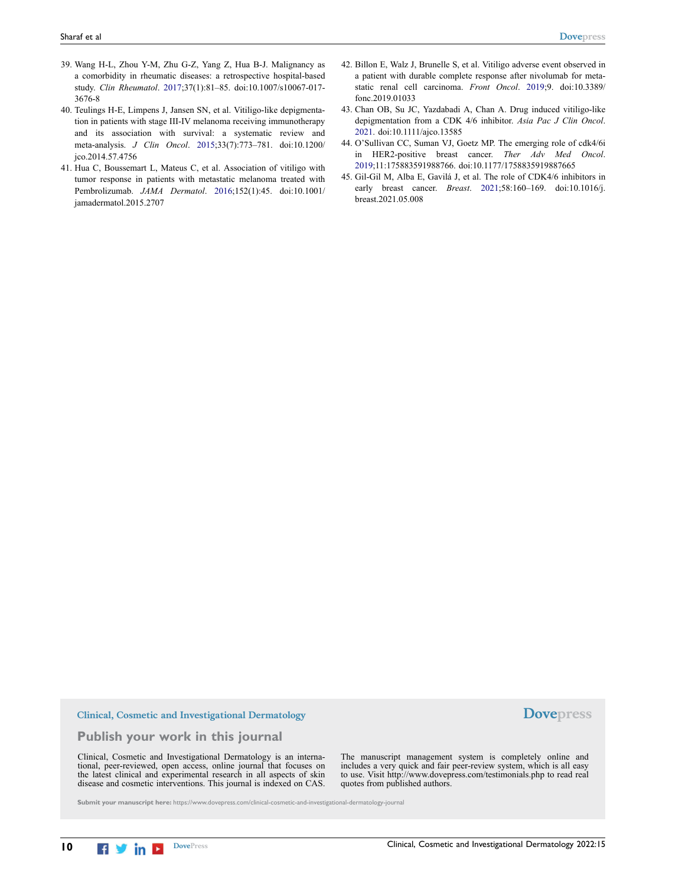39. Wang H-L, Zhou Y-M, Zhu G-Z, Yang Z, Hua B-J. Malignancy as a comorbidity in rheumatic diseases: a retrospective hospital-based study. *Clin Rheumatol*. 2017;37(1):81–85. doi:10.1007/s10067-017-3676-8
40. Teulings H-E, Limpens J, Jansen SN, et al. Vitiligo-like depigmentation in patients with stage III-IV melanoma receiving immunotherapy and its association with survival: a systematic review and meta-analysis. *J Clin Oncol*. 2015;33(7):773–781. doi:10.1200/jco.2014.57.4756
41. Hua C, Boussemart L, Mateus C, et al. Association of vitiligo with tumor response in patients with metastatic melanoma treated with Pembrolizumab. *JAMA Dermatol*. 2016;152(1):45. doi:10.1001/jamadermatol.2015.2707
42. Billon E, Walz J, Brunelle S, et al. Vitiligo adverse event observed in a patient with durable complete response after nivolumab for metastatic renal cell carcinoma. *Front Oncol*. 2019;9. doi:10.3389/fonc.2019.01033
43. Chan OB, Su JC, Yazdabadi A, Chan A. Drug induced vitiligo-like depigmentation from a CDK 4/6 inhibitor. *Asia Pac J Clin Oncol*. 2021. doi:10.1111/ajco.13585
44. O'Sullivan CC, Suman VJ, Goetz MP. The emerging role of cdk4/6i in HER2-positive breast cancer. *Ther Adv Med Oncol*. 2019;11:175883591988766. doi:10.1177/1758835919887665
45. Gil-Gil M, Alba E, Gavilá J, et al. The role of CDK4/6 inhibitors in early breast cancer. *Breast*. 2021;58:160–169. doi:10.1016/j.breast.2021.05.008

**Clinical, Cosmetic and Investigational Dermatology**

**Dovepress**

## Publish your work in this journal

Clinical, Cosmetic and Investigational Dermatology is an international, peer-reviewed, open access, online journal that focuses on the latest clinical and experimental research in all aspects of skin disease and cosmetic interventions. This journal is indexed on CAS. The manuscript management system is completely online and includes a very quick and fair peer-review system, which is all easy to use. Visit http://www.dovepress.com/testimonials.php to read real quotes from published authors.

**Submit your manuscript here:** https://www.dovepress.com/clinical-cosmetic-and-investigational-dermatology-journal